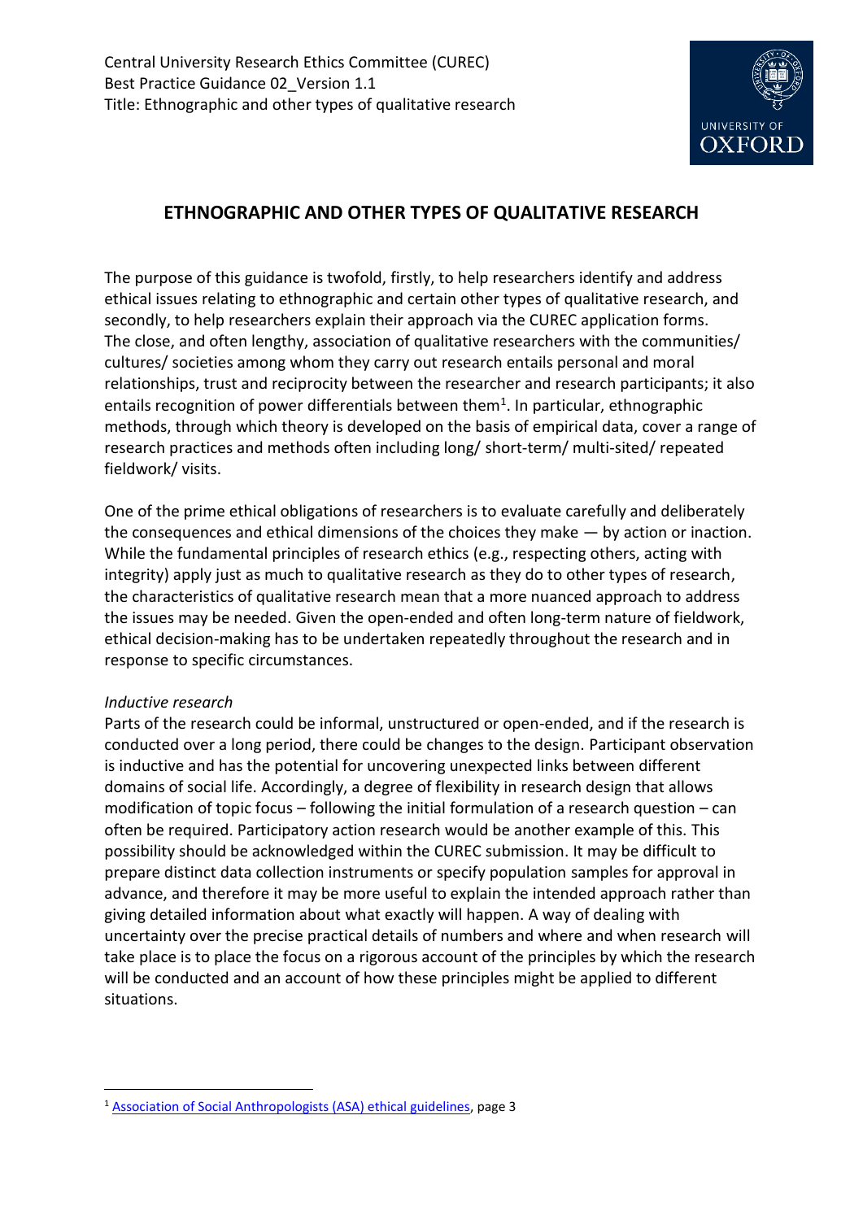# ETHNOGRAPHIC AND OTHER TYPES OF QUALITATIVE RESEARCH

The purpose of this guidance is twofold, firstly, to help researchers identify and address ethical issues relating to ethnographic and certain other types of qualitative research, and secondly, to help researchers explain their approach via the CUREC application forms. The close, and often lengthy, association of qualitative researchers with the communities/ cultures/ societies among whom they carry out research entails personal and moral relationships, trust and reciprocity between the researcher and research participants; it also entails recognition of power differentials between them[1]. In particular, ethnographic methods, through which theory is developed on the basis of empirical data, cover a range of research practices and methods often including long/ short-term/ multi-sited/ repeated fieldwork/ visits.

One of the prime ethical obligations of researchers is to evaluate carefully and deliberately the consequences and ethical dimensions of the choices they make — by action or inaction. While the fundamental principles of research ethics (e.g., respecting others, acting with integrity) apply just as much to qualitative research as they do to other types of research, the characteristics of qualitative research mean that a more nuanced approach to address the issues may be needed. Given the open-ended and often long-term nature of fieldwork, ethical decision-making has to be undertaken repeatedly throughout the research and in response to specific circumstances.

*Inductive research*

Parts of the research could be informal, unstructured or open-ended, and if the research is conducted over a long period, there could be changes to the design. Participant observation is inductive and has the potential for uncovering unexpected links between different domains of social life. Accordingly, a degree of flexibility in research design that allows modification of topic focus – following the initial formulation of a research question – can often be required. Participatory action research would be another example of this. This possibility should be acknowledged within the CUREC submission. It may be difficult to prepare distinct data collection instruments or specify population samples for approval in advance, and therefore it may be more useful to explain the intended approach rather than giving detailed information about what exactly will happen. A way of dealing with uncertainty over the precise practical details of numbers and where and when research will take place is to place the focus on a rigorous account of the principles by which the research will be conducted and an account of how these principles might be applied to different situations.

[1] Association of Social Anthropologists (ASA) ethical guidelines, page 3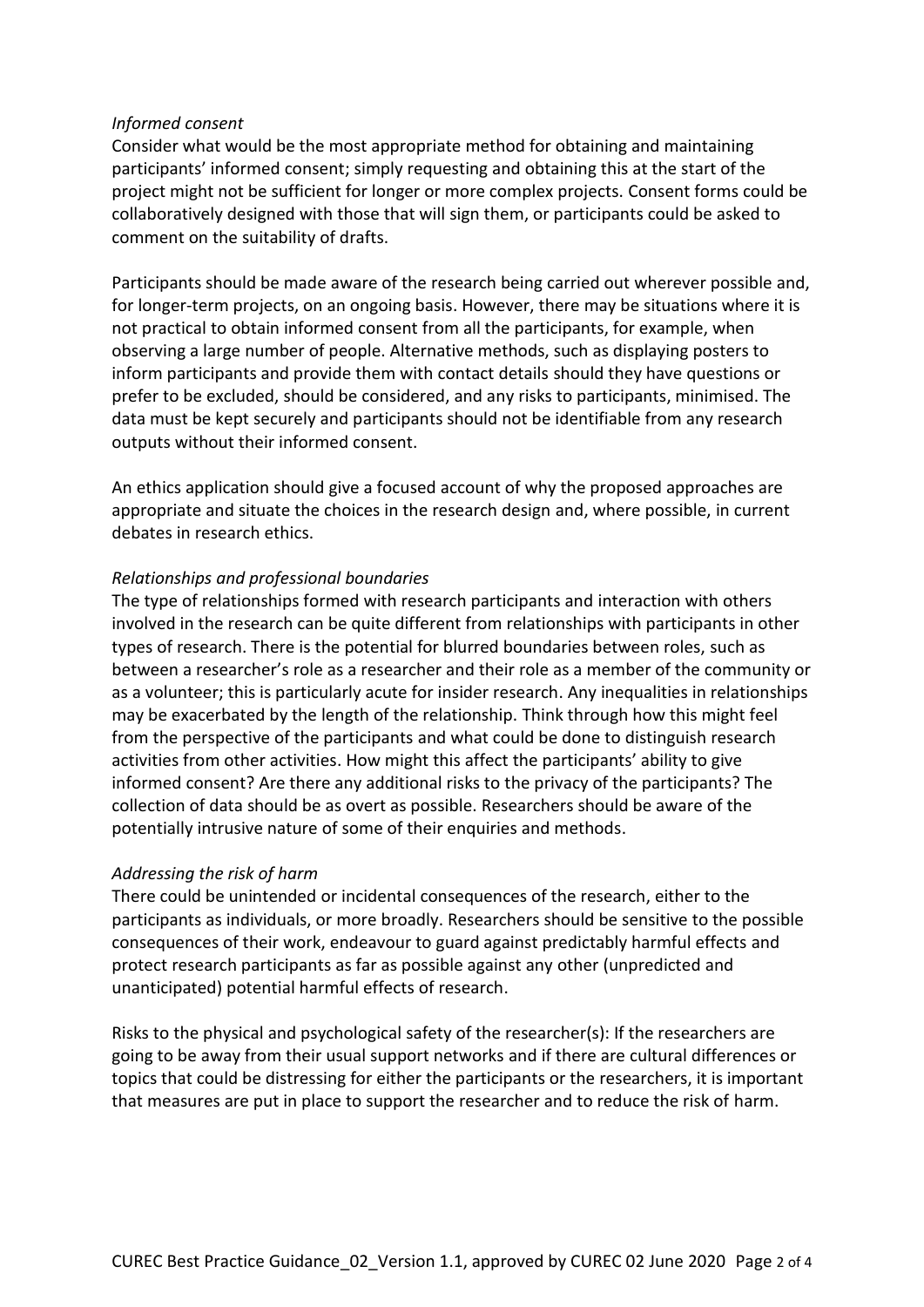*Informed consent*

Consider what would be the most appropriate method for obtaining and maintaining participants' informed consent; simply requesting and obtaining this at the start of the project might not be sufficient for longer or more complex projects. Consent forms could be collaboratively designed with those that will sign them, or participants could be asked to comment on the suitability of drafts.

Participants should be made aware of the research being carried out wherever possible and, for longer-term projects, on an ongoing basis. However, there may be situations where it is not practical to obtain informed consent from all the participants, for example, when observing a large number of people. Alternative methods, such as displaying posters to inform participants and provide them with contact details should they have questions or prefer to be excluded, should be considered, and any risks to participants, minimised. The data must be kept securely and participants should not be identifiable from any research outputs without their informed consent.

An ethics application should give a focused account of why the proposed approaches are appropriate and situate the choices in the research design and, where possible, in current debates in research ethics.

*Relationships and professional boundaries*

The type of relationships formed with research participants and interaction with others involved in the research can be quite different from relationships with participants in other types of research. There is the potential for blurred boundaries between roles, such as between a researcher's role as a researcher and their role as a member of the community or as a volunteer; this is particularly acute for insider research. Any inequalities in relationships may be exacerbated by the length of the relationship. Think through how this might feel from the perspective of the participants and what could be done to distinguish research activities from other activities. How might this affect the participants' ability to give informed consent? Are there any additional risks to the privacy of the participants? The collection of data should be as overt as possible. Researchers should be aware of the potentially intrusive nature of some of their enquiries and methods.

*Addressing the risk of harm*

There could be unintended or incidental consequences of the research, either to the participants as individuals, or more broadly. Researchers should be sensitive to the possible consequences of their work, endeavour to guard against predictably harmful effects and protect research participants as far as possible against any other (unpredicted and unanticipated) potential harmful effects of research.

Risks to the physical and psychological safety of the researcher(s): If the researchers are going to be away from their usual support networks and if there are cultural differences or topics that could be distressing for either the participants or the researchers, it is important that measures are put in place to support the researcher and to reduce the risk of harm.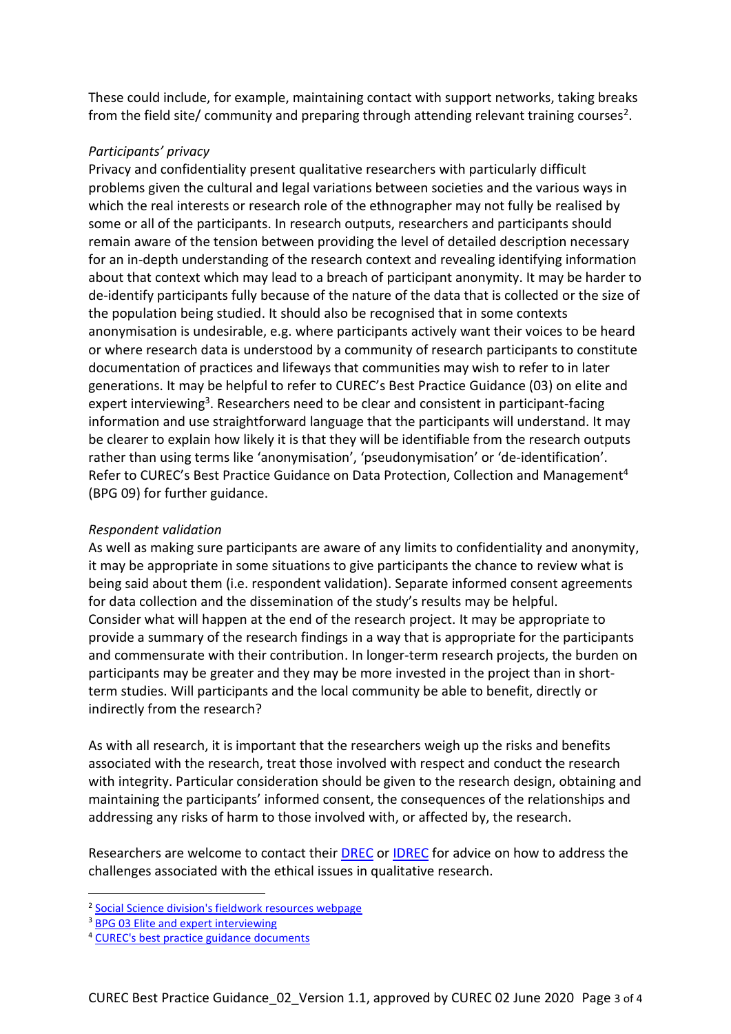These could include, for example, maintaining contact with support networks, taking breaks from the field site/ community and preparing through attending relevant training courses[2].

*Participants' privacy*

Privacy and confidentiality present qualitative researchers with particularly difficult problems given the cultural and legal variations between societies and the various ways in which the real interests or research role of the ethnographer may not fully be realised by some or all of the participants. In research outputs, researchers and participants should remain aware of the tension between providing the level of detailed description necessary for an in-depth understanding of the research context and revealing identifying information about that context which may lead to a breach of participant anonymity. It may be harder to de-identify participants fully because of the nature of the data that is collected or the size of the population being studied. It should also be recognised that in some contexts anonymisation is undesirable, e.g. where participants actively want their voices to be heard or where research data is understood by a community of research participants to constitute documentation of practices and lifeways that communities may wish to refer to in later generations. It may be helpful to refer to CUREC's Best Practice Guidance (03) on elite and expert interviewing[3]. Researchers need to be clear and consistent in participant-facing information and use straightforward language that the participants will understand. It may be clearer to explain how likely it is that they will be identifiable from the research outputs rather than using terms like 'anonymisation', 'pseudonymisation' or 'de-identification'. Refer to CUREC's Best Practice Guidance on Data Protection, Collection and Management[4] (BPG 09) for further guidance.

*Respondent validation*

As well as making sure participants are aware of any limits to confidentiality and anonymity, it may be appropriate in some situations to give participants the chance to review what is being said about them (i.e. respondent validation). Separate informed consent agreements for data collection and the dissemination of the study's results may be helpful.
Consider what will happen at the end of the research project. It may be appropriate to provide a summary of the research findings in a way that is appropriate for the participants and commensurate with their contribution. In longer-term research projects, the burden on participants may be greater and they may be more invested in the project than in short-term studies. Will participants and the local community be able to benefit, directly or indirectly from the research?

As with all research, it is important that the researchers weigh up the risks and benefits associated with the research, treat those involved with respect and conduct the research with integrity. Particular consideration should be given to the research design, obtaining and maintaining the participants' informed consent, the consequences of the relationships and addressing any risks of harm to those involved with, or affected by, the research.

Researchers are welcome to contact their DREC or IDREC for advice on how to address the challenges associated with the ethical issues in qualitative research.

---

[2] Social Science division's fieldwork resources webpage

[3] BPG 03 Elite and expert interviewing

[4] CUREC's best practice guidance documents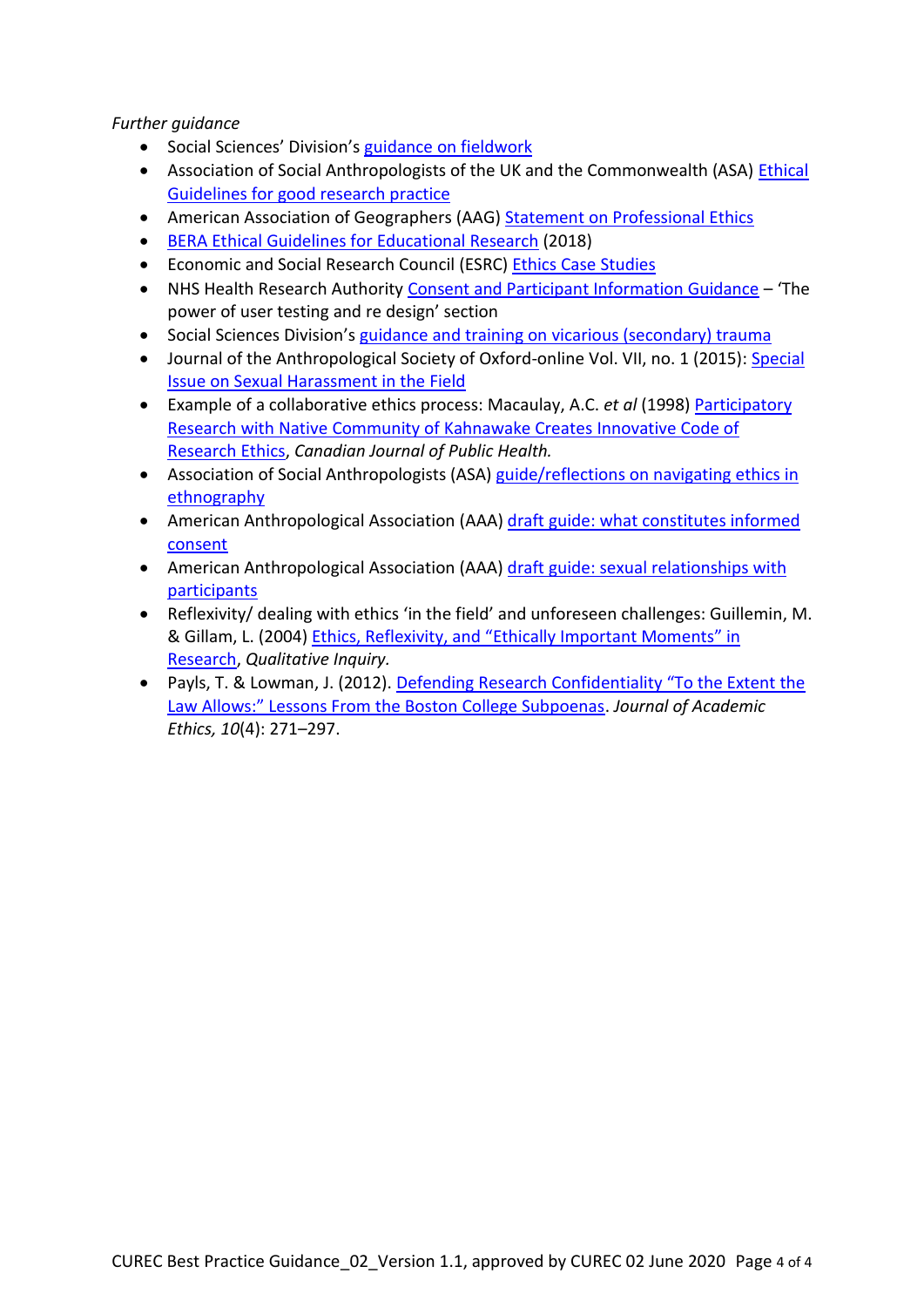*Further guidance*

- Social Sciences' Division's guidance on fieldwork
- Association of Social Anthropologists of the UK and the Commonwealth (ASA) Ethical Guidelines for good research practice
- American Association of Geographers (AAG) Statement on Professional Ethics
- BERA Ethical Guidelines for Educational Research (2018)
- Economic and Social Research Council (ESRC) Ethics Case Studies
- NHS Health Research Authority Consent and Participant Information Guidance – 'The power of user testing and re design' section
- Social Sciences Division's guidance and training on vicarious (secondary) trauma
- Journal of the Anthropological Society of Oxford-online Vol. VII, no. 1 (2015): Special Issue on Sexual Harassment in the Field
- Example of a collaborative ethics process: Macaulay, A.C. *et al* (1998) Participatory Research with Native Community of Kahnawake Creates Innovative Code of Research Ethics, *Canadian Journal of Public Health.*
- Association of Social Anthropologists (ASA) guide/reflections on navigating ethics in ethnography
- American Anthropological Association (AAA) draft guide: what constitutes informed consent
- American Anthropological Association (AAA) draft guide: sexual relationships with participants
- Reflexivity/ dealing with ethics 'in the field' and unforeseen challenges: Guillemin, M. & Gillam, L. (2004) Ethics, Reflexivity, and "Ethically Important Moments" in Research, *Qualitative Inquiry.*
- Payls, T. & Lowman, J. (2012). Defending Research Confidentiality "To the Extent the Law Allows:" Lessons From the Boston College Subpoenas. *Journal of Academic Ethics, 10*(4): 271–297.